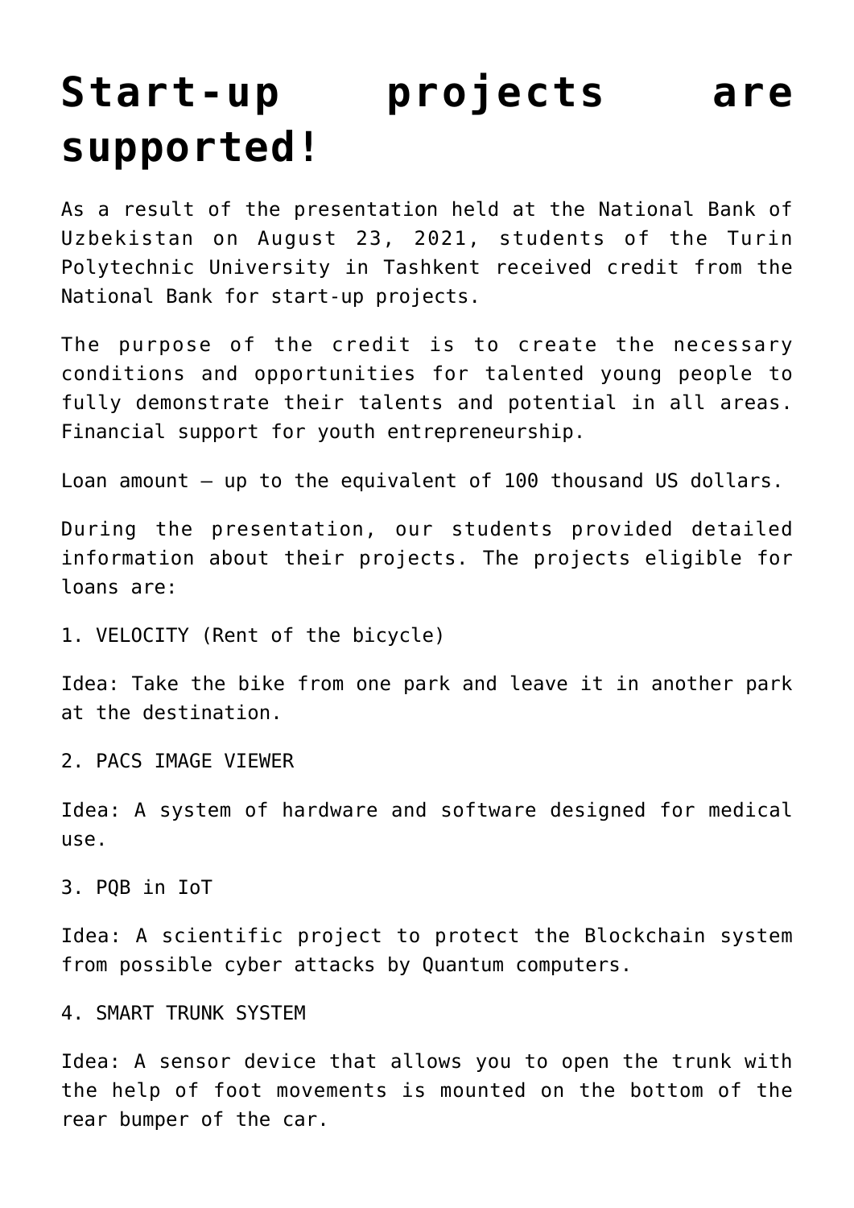# Start-up projects are supported!

As a result of the presentation held at the National Bank of Uzbekistan on August 23, 2021, students of the Turin Polytechnic University in Tashkent received credit from the National Bank for start-up projects.

The purpose of the credit is to create the necessary conditions and opportunities for talented young people to fully demonstrate their talents and potential in all areas. Financial support for youth entrepreneurship.

Loan amount – up to the equivalent of 100 thousand US dollars.

During the presentation, our students provided detailed information about their projects. The projects eligible for loans are:

1. VELOCITY (Rent of the bicycle)

Idea: Take the bike from one park and leave it in another park at the destination.

2. PACS IMAGE VIEWER

Idea: A system of hardware and software designed for medical use.

3. PQB in IoT

Idea: A scientific project to protect the Blockchain system from possible cyber attacks by Quantum computers.

4. SMART TRUNK SYSTEM

Idea: A sensor device that allows you to open the trunk with the help of foot movements is mounted on the bottom of the rear bumper of the car.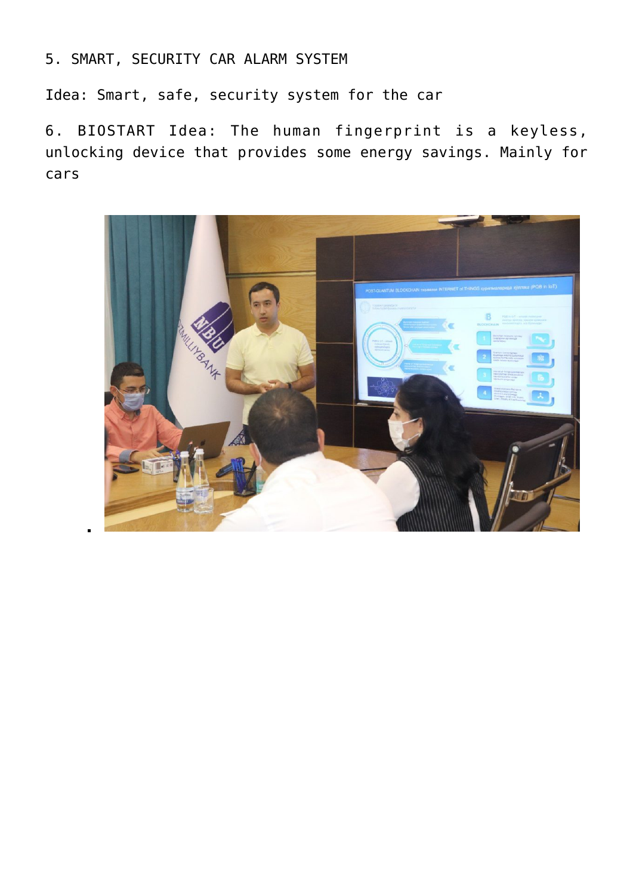5. SMART, SECURITY CAR ALARM SYSTEM

Idea: Smart, safe, security system for the car

6. BIOSTART Idea: The human fingerprint is a keyless, unlocking device that provides some energy savings. Mainly for cars